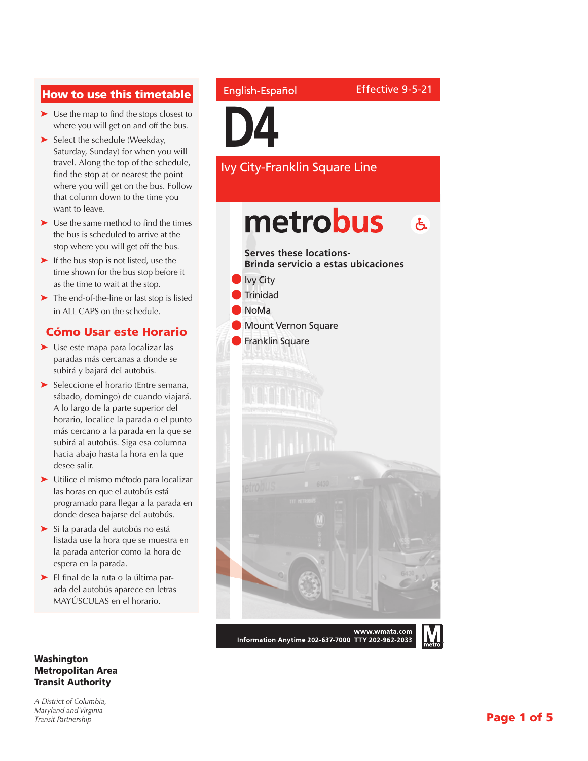## How to use this timetable

- Use the map to find the stops closest to where you will get on and off the bus.
- Select the schedule (Weekday, Saturday, Sunday) for when you will travel. Along the top of the schedule, find the stop at or nearest the point where you will get on the bus. Follow that column down to the time you want to leave.
- Use the same method to find the times the bus is scheduled to arrive at the stop where you will get off the bus.
- If the bus stop is not listed, use the time shown for the bus stop before it as the time to wait at the stop.
- The end-of-the-line or last stop is listed in ALL CAPS on the schedule.

## Cómo Usar este Horario

- Use este mapa para localizar las paradas más cercanas a donde se subirá y bajará del autobús.
- Seleccione el horario (Entre semana, sábado, domingo) de cuando viajará. A lo largo de la parte superior del horario, localice la parada o el punto más cercano a la parada en la que se subirá al autobús. Siga esa columna hacia abajo hasta la hora en la que desee salir.
- Utilice el mismo método para localizar las horas en que el autobús está programado para llegar a la parada en donde desea bajarse del autobús.
- Si la parada del autobús no está listada use la hora que se muestra en la parada anterior como la hora de espera en la parada.
- El final de la ruta o la última parada del autobús aparece en letras MAYÚSCULAS en el horario.

English-Español

Effective 9-5-21

# D4

## Ivy City-Franklin Square Line

metrobus

**Serves these locations-**
**Brinda servicio a estas ubicaciones**

- Ivy City
- Trinidad
- NoMa
- Mount Vernon Square
- Franklin Square

**www.wmata.com**
**Information Anytime 202-637-7000 TTY 202-962-2033**

metro

**Washington Metropolitan Area Transit Authority**

*A District of Columbia, Maryland and Virginia Transit Partnership*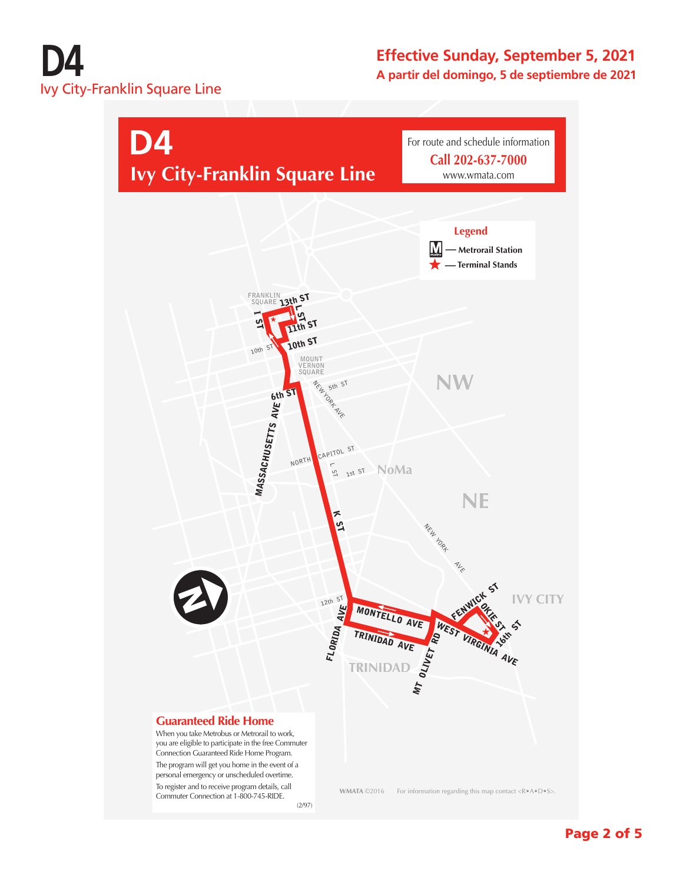# D4
Ivy City-Franklin Square Line

**Effective Sunday, September 5, 2021**
**A partir del domingo, 5 de septiembre de 2021**

## D4
## Ivy City-Franklin Square Line

For route and schedule information
**Call 202-637-7000**
www.wmata.com

**Legend**
- Metrorail Station
- Terminal Stands

FRANKLIN SQUARE
13th ST
L ST
I ST
11th ST
10th ST
10th ST
MOUNT VERNON SQUARE
5th ST
NEW YORK AVE
6th ST
MASSACHUSETTS AVE
NW
NORTH CAPITOL ST
L ST
1st ST
NoMa
NE
K ST
NEW YORK AVE
12th ST
FLORIDA AVE
MONTELLO AVE
TRINIDAD AVE
TRINIDAD
MT OLIVET RD
WEST VIRGINIA AVE
FENWICK ST
OKIE ST
16th ST
IVY CITY

### Guaranteed Ride Home

When you take Metrobus or Metrorail to work, you are eligible to participate in the free Commuter Connection Guaranteed Ride Home Program.

The program will get you home in the event of a personal emergency or unscheduled overtime.

To register and to receive program details, call Commuter Connection at 1-800-745-RIDE.

(2/97)

WMATA ©2016 For information regarding this map contact <R•A•D•S>.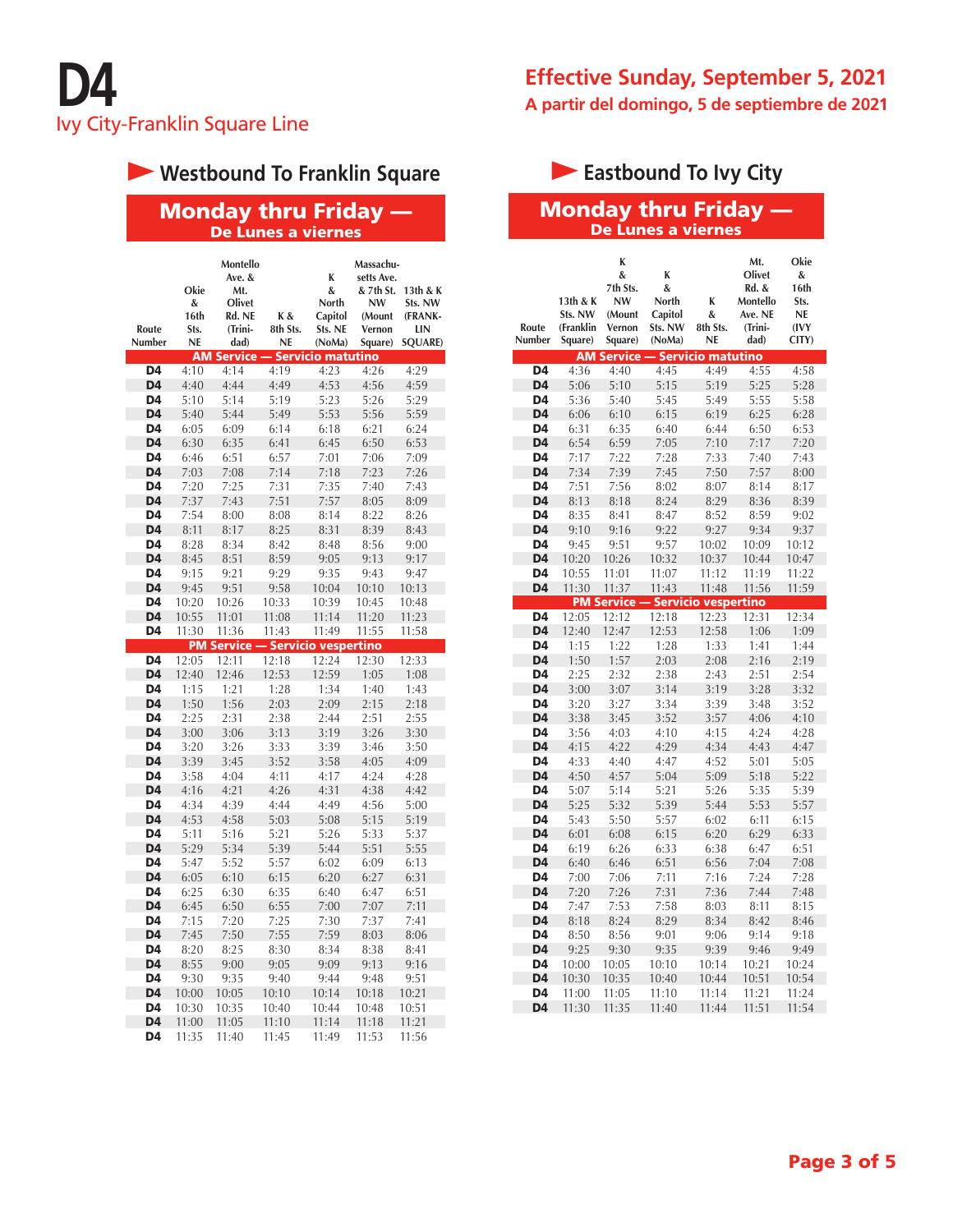# D4

Ivy City-Franklin Square Line

**Effective Sunday, September 5, 2021**

**A partir del domingo, 5 de septiembre de 2021**

## Westbound To Franklin Square

### Monday thru Friday — De Lunes a viernes

| Route Number | Okie & 16th Sts. NE | Montello Ave. & Mt. Olivet Rd. NE (Trinidad) | K & 8th Sts. NE | K & North Capitol Sts. NE (NoMa) | Massachusetts Ave. & 7th St. NW (Mount Vernon Square) | 13th & K Sts. NW (FRANKLIN SQUARE) |
|---|---|---|---|---|---|---|
| **AM Service — Servicio matutino** | | | | | | |
| D4 | 4:10 | 4:14 | 4:19 | 4:23 | 4:26 | 4:29 |
| D4 | 4:40 | 4:44 | 4:49 | 4:53 | 4:56 | 4:59 |
| D4 | 5:10 | 5:14 | 5:19 | 5:23 | 5:26 | 5:29 |
| D4 | 5:40 | 5:44 | 5:49 | 5:53 | 5:56 | 5:59 |
| D4 | 6:05 | 6:09 | 6:14 | 6:18 | 6:21 | 6:24 |
| D4 | 6:30 | 6:35 | 6:41 | 6:45 | 6:50 | 6:53 |
| D4 | 6:46 | 6:51 | 6:57 | 7:01 | 7:06 | 7:09 |
| D4 | 7:03 | 7:08 | 7:14 | 7:18 | 7:23 | 7:26 |
| D4 | 7:20 | 7:25 | 7:31 | 7:35 | 7:40 | 7:43 |
| D4 | 7:37 | 7:43 | 7:51 | 7:57 | 8:05 | 8:09 |
| D4 | 7:54 | 8:00 | 8:08 | 8:14 | 8:22 | 8:26 |
| D4 | 8:11 | 8:17 | 8:25 | 8:31 | 8:39 | 8:43 |
| D4 | 8:28 | 8:34 | 8:42 | 8:48 | 8:56 | 9:00 |
| D4 | 8:45 | 8:51 | 8:59 | 9:05 | 9:13 | 9:17 |
| D4 | 9:15 | 9:21 | 9:29 | 9:35 | 9:43 | 9:47 |
| D4 | 9:45 | 9:51 | 9:58 | 10:04 | 10:10 | 10:13 |
| D4 | 10:20 | 10:26 | 10:33 | 10:39 | 10:45 | 10:48 |
| D4 | 10:55 | 11:01 | 11:08 | 11:14 | 11:20 | 11:23 |
| D4 | 11:30 | 11:36 | 11:43 | 11:49 | 11:55 | 11:58 |
| **PM Service — Servicio vespertino** | | | | | | |
| D4 | 12:05 | 12:11 | 12:18 | 12:24 | 12:30 | 12:33 |
| D4 | 12:40 | 12:46 | 12:53 | 12:59 | 1:05 | 1:08 |
| D4 | 1:15 | 1:21 | 1:28 | 1:34 | 1:40 | 1:43 |
| D4 | 1:50 | 1:56 | 2:03 | 2:09 | 2:15 | 2:18 |
| D4 | 2:25 | 2:31 | 2:38 | 2:44 | 2:51 | 2:55 |
| D4 | 3:00 | 3:06 | 3:13 | 3:19 | 3:26 | 3:30 |
| D4 | 3:20 | 3:26 | 3:33 | 3:39 | 3:46 | 3:50 |
| D4 | 3:39 | 3:45 | 3:52 | 3:58 | 4:05 | 4:09 |
| D4 | 3:58 | 4:04 | 4:11 | 4:17 | 4:24 | 4:28 |
| D4 | 4:16 | 4:21 | 4:26 | 4:31 | 4:38 | 4:42 |
| D4 | 4:34 | 4:39 | 4:44 | 4:49 | 4:56 | 5:00 |
| D4 | 4:53 | 4:58 | 5:03 | 5:08 | 5:15 | 5:19 |
| D4 | 5:11 | 5:16 | 5:21 | 5:26 | 5:33 | 5:37 |
| D4 | 5:29 | 5:34 | 5:39 | 5:44 | 5:51 | 5:55 |
| D4 | 5:47 | 5:52 | 5:57 | 6:02 | 6:09 | 6:13 |
| D4 | 6:05 | 6:10 | 6:15 | 6:20 | 6:27 | 6:31 |
| D4 | 6:25 | 6:30 | 6:35 | 6:40 | 6:47 | 6:51 |
| D4 | 6:45 | 6:50 | 6:55 | 7:00 | 7:07 | 7:11 |
| D4 | 7:15 | 7:20 | 7:25 | 7:30 | 7:37 | 7:41 |
| D4 | 7:45 | 7:50 | 7:55 | 7:59 | 8:03 | 8:06 |
| D4 | 8:20 | 8:25 | 8:30 | 8:34 | 8:38 | 8:41 |
| D4 | 8:55 | 9:00 | 9:05 | 9:09 | 9:13 | 9:16 |
| D4 | 9:30 | 9:35 | 9:40 | 9:44 | 9:48 | 9:51 |
| D4 | 10:00 | 10:05 | 10:10 | 10:14 | 10:18 | 10:21 |
| D4 | 10:30 | 10:35 | 10:40 | 10:44 | 10:48 | 10:51 |
| D4 | 11:00 | 11:05 | 11:10 | 11:14 | 11:18 | 11:21 |
| D4 | 11:35 | 11:40 | 11:45 | 11:49 | 11:53 | 11:56 |

## Eastbound To Ivy City

### Monday thru Friday — De Lunes a viernes

| Route Number | 13th & K Sts. NW (Franklin Square) | K & 7th Sts. NW (Mount Vernon Square) | K & North Capitol Sts. NW (NoMa) | K & 8th Sts. NE | Mt. Olivet Rd. & Montello Ave. NE (Trinidad) | Okie & 16th Sts. NE (IVY CITY) |
|---|---|---|---|---|---|---|
| **AM Service — Servicio matutino** | | | | | | |
| D4 | 4:36 | 4:40 | 4:45 | 4:49 | 4:55 | 4:58 |
| D4 | 5:06 | 5:10 | 5:15 | 5:19 | 5:25 | 5:28 |
| D4 | 5:36 | 5:40 | 5:45 | 5:49 | 5:55 | 5:58 |
| D4 | 6:06 | 6:10 | 6:15 | 6:19 | 6:25 | 6:28 |
| D4 | 6:31 | 6:35 | 6:40 | 6:44 | 6:50 | 6:53 |
| D4 | 6:54 | 6:59 | 7:05 | 7:10 | 7:17 | 7:20 |
| D4 | 7:17 | 7:22 | 7:28 | 7:33 | 7:40 | 7:43 |
| D4 | 7:34 | 7:39 | 7:45 | 7:50 | 7:57 | 8:00 |
| D4 | 7:51 | 7:56 | 8:02 | 8:07 | 8:14 | 8:17 |
| D4 | 8:13 | 8:18 | 8:24 | 8:29 | 8:36 | 8:39 |
| D4 | 8:35 | 8:41 | 8:47 | 8:52 | 8:59 | 9:02 |
| D4 | 9:10 | 9:16 | 9:22 | 9:27 | 9:34 | 9:37 |
| D4 | 9:45 | 9:51 | 9:57 | 10:02 | 10:09 | 10:12 |
| D4 | 10:20 | 10:26 | 10:32 | 10:37 | 10:44 | 10:47 |
| D4 | 10:55 | 11:01 | 11:07 | 11:12 | 11:19 | 11:22 |
| D4 | 11:30 | 11:37 | 11:43 | 11:48 | 11:56 | 11:59 |
| **PM Service — Servicio vespertino** | | | | | | |
| D4 | 12:05 | 12:12 | 12:18 | 12:23 | 12:31 | 12:34 |
| D4 | 12:40 | 12:47 | 12:53 | 12:58 | 1:06 | 1:09 |
| D4 | 1:15 | 1:22 | 1:28 | 1:33 | 1:41 | 1:44 |
| D4 | 1:50 | 1:57 | 2:03 | 2:08 | 2:16 | 2:19 |
| D4 | 2:25 | 2:32 | 2:38 | 2:43 | 2:51 | 2:54 |
| D4 | 3:00 | 3:07 | 3:14 | 3:19 | 3:28 | 3:32 |
| D4 | 3:20 | 3:27 | 3:34 | 3:39 | 3:48 | 3:52 |
| D4 | 3:38 | 3:45 | 3:52 | 3:57 | 4:06 | 4:10 |
| D4 | 3:56 | 4:03 | 4:10 | 4:15 | 4:24 | 4:28 |
| D4 | 4:15 | 4:22 | 4:29 | 4:34 | 4:43 | 4:47 |
| D4 | 4:33 | 4:40 | 4:47 | 4:52 | 5:01 | 5:05 |
| D4 | 4:50 | 4:57 | 5:04 | 5:09 | 5:18 | 5:22 |
| D4 | 5:07 | 5:14 | 5:21 | 5:26 | 5:35 | 5:39 |
| D4 | 5:25 | 5:32 | 5:39 | 5:44 | 5:53 | 5:57 |
| D4 | 5:43 | 5:50 | 5:57 | 6:02 | 6:11 | 6:15 |
| D4 | 6:01 | 6:08 | 6:15 | 6:20 | 6:29 | 6:33 |
| D4 | 6:19 | 6:26 | 6:33 | 6:38 | 6:47 | 6:51 |
| D4 | 6:40 | 6:46 | 6:51 | 6:56 | 7:04 | 7:08 |
| D4 | 7:00 | 7:06 | 7:11 | 7:16 | 7:24 | 7:28 |
| D4 | 7:20 | 7:26 | 7:31 | 7:36 | 7:44 | 7:48 |
| D4 | 7:47 | 7:53 | 7:58 | 8:03 | 8:11 | 8:15 |
| D4 | 8:18 | 8:24 | 8:29 | 8:34 | 8:42 | 8:46 |
| D4 | 8:50 | 8:56 | 9:01 | 9:06 | 9:14 | 9:18 |
| D4 | 9:25 | 9:30 | 9:35 | 9:39 | 9:46 | 9:49 |
| D4 | 10:00 | 10:05 | 10:10 | 10:14 | 10:21 | 10:24 |
| D4 | 10:30 | 10:35 | 10:40 | 10:44 | 10:51 | 10:54 |
| D4 | 11:00 | 11:05 | 11:10 | 11:14 | 11:21 | 11:24 |
| D4 | 11:30 | 11:35 | 11:40 | 11:44 | 11:51 | 11:54 |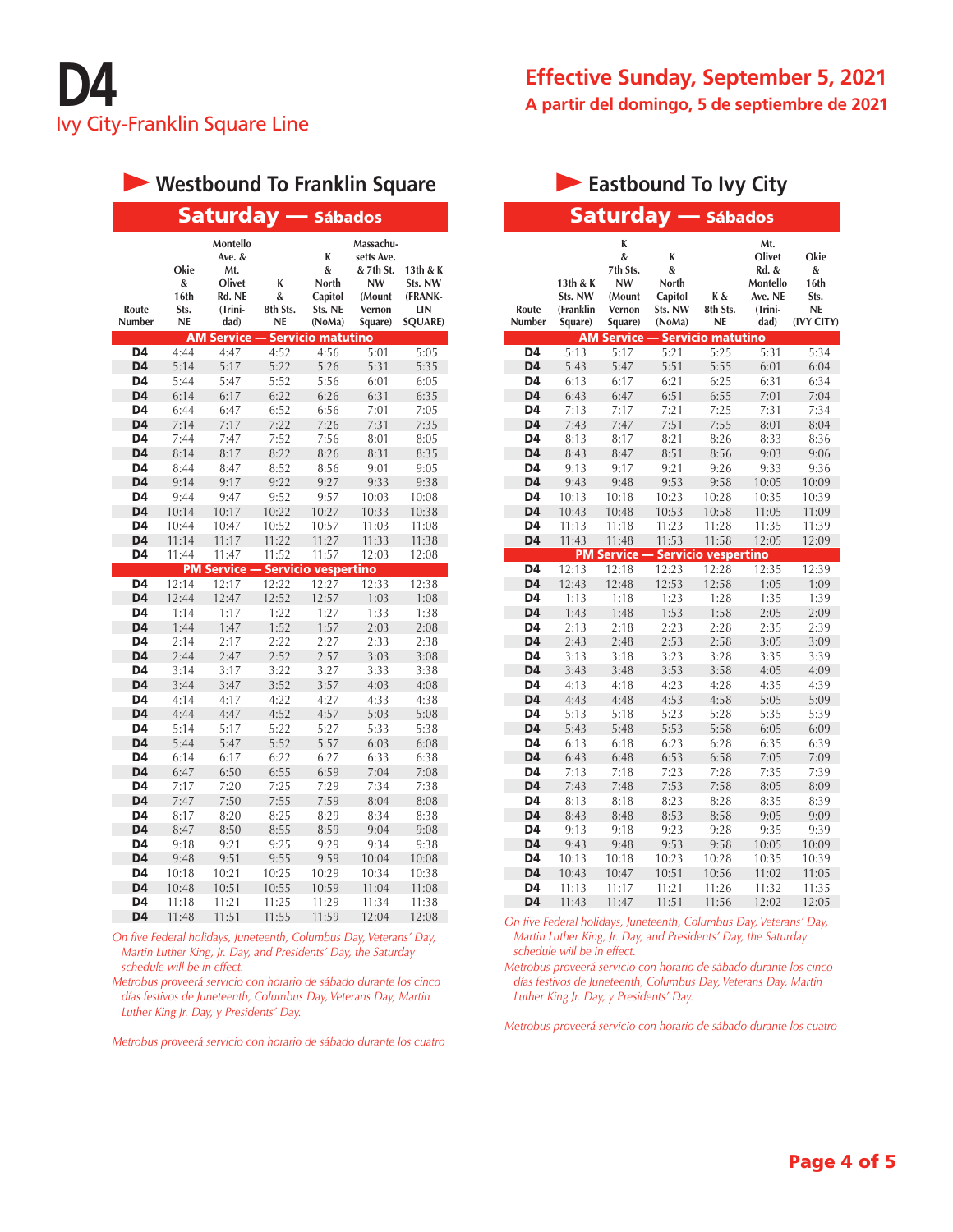# D4
Ivy City-Franklin Square Line

## Effective Sunday, September 5, 2021
A partir del domingo, 5 de septiembre de 2021

### Westbound To Franklin Square

**Saturday — Sábados**

| Route Number | Okie & 16th Sts. NE | Montello Ave. & Mt. Olivet Rd. NE (Trinidad) | K & 8th Sts. NE | K & North Capitol Sts. NE (NoMa) | Massachusetts Ave. & 7th St. NW (Mount Vernon Square) | 13th & K Sts. NW (FRANKLIN SQUARE) |
|---|---|---|---|---|---|---|
| **AM Service — Servicio matutino** | | | | | | |
| D4 | 4:44 | 4:47 | 4:52 | 4:56 | 5:01 | 5:05 |
| D4 | 5:14 | 5:17 | 5:22 | 5:26 | 5:31 | 5:35 |
| D4 | 5:44 | 5:47 | 5:52 | 5:56 | 6:01 | 6:05 |
| D4 | 6:14 | 6:17 | 6:22 | 6:26 | 6:31 | 6:35 |
| D4 | 6:44 | 6:47 | 6:52 | 6:56 | 7:01 | 7:05 |
| D4 | 7:14 | 7:17 | 7:22 | 7:26 | 7:31 | 7:35 |
| D4 | 7:44 | 7:47 | 7:52 | 7:56 | 8:01 | 8:05 |
| D4 | 8:14 | 8:17 | 8:22 | 8:26 | 8:31 | 8:35 |
| D4 | 8:44 | 8:47 | 8:52 | 8:56 | 9:01 | 9:05 |
| D4 | 9:14 | 9:17 | 9:22 | 9:27 | 9:33 | 9:38 |
| D4 | 9:44 | 9:47 | 9:52 | 9:57 | 10:03 | 10:08 |
| D4 | 10:14 | 10:17 | 10:22 | 10:27 | 10:33 | 10:38 |
| D4 | 10:44 | 10:47 | 10:52 | 10:57 | 11:03 | 11:08 |
| D4 | 11:14 | 11:17 | 11:22 | 11:27 | 11:33 | 11:38 |
| D4 | 11:44 | 11:47 | 11:52 | 11:57 | 12:03 | 12:08 |
| **PM Service — Servicio vespertino** | | | | | | |
| D4 | 12:14 | 12:17 | 12:22 | 12:27 | 12:33 | 12:38 |
| D4 | 12:44 | 12:47 | 12:52 | 12:57 | 1:03 | 1:08 |
| D4 | 1:14 | 1:17 | 1:22 | 1:27 | 1:33 | 1:38 |
| D4 | 1:44 | 1:47 | 1:52 | 1:57 | 2:03 | 2:08 |
| D4 | 2:14 | 2:17 | 2:22 | 2:27 | 2:33 | 2:38 |
| D4 | 2:44 | 2:47 | 2:52 | 2:57 | 3:03 | 3:08 |
| D4 | 3:14 | 3:17 | 3:22 | 3:27 | 3:33 | 3:38 |
| D4 | 3:44 | 3:47 | 3:52 | 3:57 | 4:03 | 4:08 |
| D4 | 4:14 | 4:17 | 4:22 | 4:27 | 4:33 | 4:38 |
| D4 | 4:44 | 4:47 | 4:52 | 4:57 | 5:03 | 5:08 |
| D4 | 5:14 | 5:17 | 5:22 | 5:27 | 5:33 | 5:38 |
| D4 | 5:44 | 5:47 | 5:52 | 5:57 | 6:03 | 6:08 |
| D4 | 6:14 | 6:17 | 6:22 | 6:27 | 6:33 | 6:38 |
| D4 | 6:47 | 6:50 | 6:55 | 6:59 | 7:04 | 7:08 |
| D4 | 7:17 | 7:20 | 7:25 | 7:29 | 7:34 | 7:38 |
| D4 | 7:47 | 7:50 | 7:55 | 7:59 | 8:04 | 8:08 |
| D4 | 8:17 | 8:20 | 8:25 | 8:29 | 8:34 | 8:38 |
| D4 | 8:47 | 8:50 | 8:55 | 8:59 | 9:04 | 9:08 |
| D4 | 9:18 | 9:21 | 9:25 | 9:29 | 9:34 | 9:38 |
| D4 | 9:48 | 9:51 | 9:55 | 9:59 | 10:04 | 10:08 |
| D4 | 10:18 | 10:21 | 10:25 | 10:29 | 10:34 | 10:38 |
| D4 | 10:48 | 10:51 | 10:55 | 10:59 | 11:04 | 11:08 |
| D4 | 11:18 | 11:21 | 11:25 | 11:29 | 11:34 | 11:38 |
| D4 | 11:48 | 11:51 | 11:55 | 11:59 | 12:04 | 12:08 |

*On five Federal holidays, Juneteenth, Columbus Day, Veterans' Day, Martin Luther King, Jr. Day, and Presidents' Day, the Saturday schedule will be in effect.*

*Metrobus proveerá servicio con horario de sábado durante los cinco días festivos de Juneteenth, Columbus Day, Veterans Day, Martin Luther King Jr. Day, y Presidents' Day.*

*Metrobus proveerá servicio con horario de sábado durante los cuatro*

### Eastbound To Ivy City

**Saturday — Sábados**

| Route Number | 13th & K Sts. NW (Franklin Square) | K & 7th Sts. NW (Mount Vernon Square) | K & North Capitol Sts. NW (NoMa) | K & 8th Sts. NE | Mt. Olivet Rd. & Montello Ave. NE (Trinidad) | Okie & 16th Sts. NE (IVY CITY) |
|---|---|---|---|---|---|---|
| **AM Service — Servicio matutino** | | | | | | |
| D4 | 5:13 | 5:17 | 5:21 | 5:25 | 5:31 | 5:34 |
| D4 | 5:43 | 5:47 | 5:51 | 5:55 | 6:01 | 6:04 |
| D4 | 6:13 | 6:17 | 6:21 | 6:25 | 6:31 | 6:34 |
| D4 | 6:43 | 6:47 | 6:51 | 6:55 | 7:01 | 7:04 |
| D4 | 7:13 | 7:17 | 7:21 | 7:25 | 7:31 | 7:34 |
| D4 | 7:43 | 7:47 | 7:51 | 7:55 | 8:01 | 8:04 |
| D4 | 8:13 | 8:17 | 8:21 | 8:26 | 8:33 | 8:36 |
| D4 | 8:43 | 8:47 | 8:51 | 8:56 | 9:03 | 9:06 |
| D4 | 9:13 | 9:17 | 9:21 | 9:26 | 9:33 | 9:36 |
| D4 | 9:43 | 9:48 | 9:53 | 9:58 | 10:05 | 10:09 |
| D4 | 10:13 | 10:18 | 10:23 | 10:28 | 10:35 | 10:39 |
| D4 | 10:43 | 10:48 | 10:53 | 10:58 | 11:05 | 11:09 |
| D4 | 11:13 | 11:18 | 11:23 | 11:28 | 11:35 | 11:39 |
| D4 | 11:43 | 11:48 | 11:53 | 11:58 | 12:05 | 12:09 |
| **PM Service — Servicio vespertino** | | | | | | |
| D4 | 12:13 | 12:18 | 12:23 | 12:28 | 12:35 | 12:39 |
| D4 | 12:43 | 12:48 | 12:53 | 12:58 | 1:05 | 1:09 |
| D4 | 1:13 | 1:18 | 1:23 | 1:28 | 1:35 | 1:39 |
| D4 | 1:43 | 1:48 | 1:53 | 1:58 | 2:05 | 2:09 |
| D4 | 2:13 | 2:18 | 2:23 | 2:28 | 2:35 | 2:39 |
| D4 | 2:43 | 2:48 | 2:53 | 2:58 | 3:05 | 3:09 |
| D4 | 3:13 | 3:18 | 3:23 | 3:28 | 3:35 | 3:39 |
| D4 | 3:43 | 3:48 | 3:53 | 3:58 | 4:05 | 4:09 |
| D4 | 4:13 | 4:18 | 4:23 | 4:28 | 4:35 | 4:39 |
| D4 | 4:43 | 4:48 | 4:53 | 4:58 | 5:05 | 5:09 |
| D4 | 5:13 | 5:18 | 5:23 | 5:28 | 5:35 | 5:39 |
| D4 | 5:43 | 5:48 | 5:53 | 5:58 | 6:05 | 6:09 |
| D4 | 6:13 | 6:18 | 6:23 | 6:28 | 6:35 | 6:39 |
| D4 | 6:43 | 6:48 | 6:53 | 6:58 | 7:05 | 7:09 |
| D4 | 7:13 | 7:18 | 7:23 | 7:28 | 7:35 | 7:39 |
| D4 | 7:43 | 7:48 | 7:53 | 7:58 | 8:05 | 8:09 |
| D4 | 8:13 | 8:18 | 8:23 | 8:28 | 8:35 | 8:39 |
| D4 | 8:43 | 8:48 | 8:53 | 8:58 | 9:05 | 9:09 |
| D4 | 9:13 | 9:18 | 9:23 | 9:28 | 9:35 | 9:39 |
| D4 | 9:43 | 9:48 | 9:53 | 9:58 | 10:05 | 10:09 |
| D4 | 10:13 | 10:18 | 10:23 | 10:28 | 10:35 | 10:39 |
| D4 | 10:43 | 10:47 | 10:51 | 10:56 | 11:02 | 11:05 |
| D4 | 11:13 | 11:17 | 11:21 | 11:26 | 11:32 | 11:35 |
| D4 | 11:43 | 11:47 | 11:51 | 11:56 | 12:02 | 12:05 |

*On five Federal holidays, Juneteenth, Columbus Day, Veterans' Day, Martin Luther King, Jr. Day, and Presidents' Day, the Saturday schedule will be in effect.*

*Metrobus proveerá servicio con horario de sábado durante los cinco días festivos de Juneteenth, Columbus Day, Veterans Day, Martin Luther King Jr. Day, y Presidents' Day.*

*Metrobus proveerá servicio con horario de sábado durante los cuatro*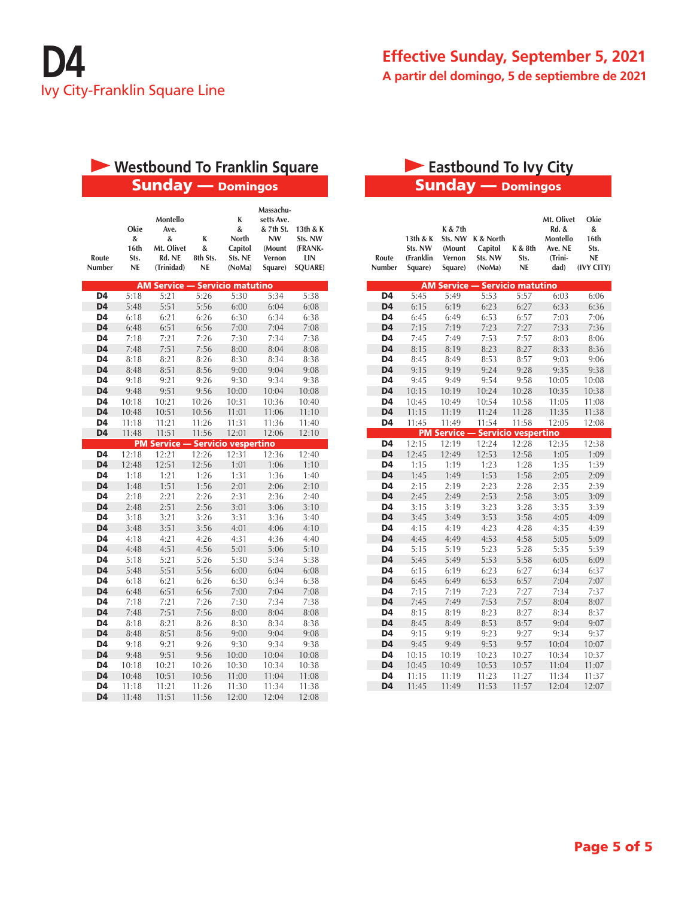# D4

## Ivy City-Franklin Square Line

**Effective Sunday, September 5, 2021**

**A partir del domingo, 5 de septiembre de 2021**

## Westbound To Franklin Square

### Sunday — Domingos

| Route Number | Okie & 16th Sts. NE | Montello Ave. & Mt. Olivet Rd. NE (Trinidad) | K & 8th Sts. NE | K & North Capitol Sts. NE (NoMa) | Massachusetts Ave. & 7th St. NW (Mount Vernon Square) | 13th & K Sts. NW (FRANKLIN SQUARE) |
|---|---|---|---|---|---|---|
| **AM Service — Servicio matutino** | | | | | | |
| D4 | 5:18 | 5:21 | 5:26 | 5:30 | 5:34 | 5:38 |
| D4 | 5:48 | 5:51 | 5:56 | 6:00 | 6:04 | 6:08 |
| D4 | 6:18 | 6:21 | 6:26 | 6:30 | 6:34 | 6:38 |
| D4 | 6:48 | 6:51 | 6:56 | 7:00 | 7:04 | 7:08 |
| D4 | 7:18 | 7:21 | 7:26 | 7:30 | 7:34 | 7:38 |
| D4 | 7:48 | 7:51 | 7:56 | 8:00 | 8:04 | 8:08 |
| D4 | 8:18 | 8:21 | 8:26 | 8:30 | 8:34 | 8:38 |
| D4 | 8:48 | 8:51 | 8:56 | 9:00 | 9:04 | 9:08 |
| D4 | 9:18 | 9:21 | 9:26 | 9:30 | 9:34 | 9:38 |
| D4 | 9:48 | 9:51 | 9:56 | 10:00 | 10:04 | 10:08 |
| D4 | 10:18 | 10:21 | 10:26 | 10:31 | 10:36 | 10:40 |
| D4 | 10:48 | 10:51 | 10:56 | 11:01 | 11:06 | 11:10 |
| D4 | 11:18 | 11:21 | 11:26 | 11:31 | 11:36 | 11:40 |
| D4 | 11:48 | 11:51 | 11:56 | 12:01 | 12:06 | 12:10 |
| **PM Service — Servicio vespertino** | | | | | | |
| D4 | 12:18 | 12:21 | 12:26 | 12:31 | 12:36 | 12:40 |
| D4 | 12:48 | 12:51 | 12:56 | 1:01 | 1:06 | 1:10 |
| D4 | 1:18 | 1:21 | 1:26 | 1:31 | 1:36 | 1:40 |
| D4 | 1:48 | 1:51 | 1:56 | 2:01 | 2:06 | 2:10 |
| D4 | 2:18 | 2:21 | 2:26 | 2:31 | 2:36 | 2:40 |
| D4 | 2:48 | 2:51 | 2:56 | 3:01 | 3:06 | 3:10 |
| D4 | 3:18 | 3:21 | 3:26 | 3:31 | 3:36 | 3:40 |
| D4 | 3:48 | 3:51 | 3:56 | 4:01 | 4:06 | 4:10 |
| D4 | 4:18 | 4:21 | 4:26 | 4:31 | 4:36 | 4:40 |
| D4 | 4:48 | 4:51 | 4:56 | 5:01 | 5:06 | 5:10 |
| D4 | 5:18 | 5:21 | 5:26 | 5:30 | 5:34 | 5:38 |
| D4 | 5:48 | 5:51 | 5:56 | 6:00 | 6:04 | 6:08 |
| D4 | 6:18 | 6:21 | 6:26 | 6:30 | 6:34 | 6:38 |
| D4 | 6:48 | 6:51 | 6:56 | 7:00 | 7:04 | 7:08 |
| D4 | 7:18 | 7:21 | 7:26 | 7:30 | 7:34 | 7:38 |
| D4 | 7:48 | 7:51 | 7:56 | 8:00 | 8:04 | 8:08 |
| D4 | 8:18 | 8:21 | 8:26 | 8:30 | 8:34 | 8:38 |
| D4 | 8:48 | 8:51 | 8:56 | 9:00 | 9:04 | 9:08 |
| D4 | 9:18 | 9:21 | 9:26 | 9:30 | 9:34 | 9:38 |
| D4 | 9:48 | 9:51 | 9:56 | 10:00 | 10:04 | 10:08 |
| D4 | 10:18 | 10:21 | 10:26 | 10:30 | 10:34 | 10:38 |
| D4 | 10:48 | 10:51 | 10:56 | 11:00 | 11:04 | 11:08 |
| D4 | 11:18 | 11:21 | 11:26 | 11:30 | 11:34 | 11:38 |
| D4 | 11:48 | 11:51 | 11:56 | 12:00 | 12:04 | 12:08 |

## Eastbound To Ivy City

### Sunday — Domingos

| Route Number | 13th & K Sts. NW (Franklin Square) | K & 7th Sts. NW (Mount Vernon Square) | K & North Capitol Sts. NW (NoMa) | K & 8th Sts. NE | Mt. Olivet Rd. & Montello Ave. NE (Trinidad) | Okie & 16th Sts. NE (IVY CITY) |
|---|---|---|---|---|---|---|
| **AM Service — Servicio matutino** | | | | | | |
| D4 | 5:45 | 5:49 | 5:53 | 5:57 | 6:03 | 6:06 |
| D4 | 6:15 | 6:19 | 6:23 | 6:27 | 6:33 | 6:36 |
| D4 | 6:45 | 6:49 | 6:53 | 6:57 | 7:03 | 7:06 |
| D4 | 7:15 | 7:19 | 7:23 | 7:27 | 7:33 | 7:36 |
| D4 | 7:45 | 7:49 | 7:53 | 7:57 | 8:03 | 8:06 |
| D4 | 8:15 | 8:19 | 8:23 | 8:27 | 8:33 | 8:36 |
| D4 | 8:45 | 8:49 | 8:53 | 8:57 | 9:03 | 9:06 |
| D4 | 9:15 | 9:19 | 9:24 | 9:28 | 9:35 | 9:38 |
| D4 | 9:45 | 9:49 | 9:54 | 9:58 | 10:05 | 10:08 |
| D4 | 10:15 | 10:19 | 10:24 | 10:28 | 10:35 | 10:38 |
| D4 | 10:45 | 10:49 | 10:54 | 10:58 | 11:05 | 11:08 |
| D4 | 11:15 | 11:19 | 11:24 | 11:28 | 11:35 | 11:38 |
| D4 | 11:45 | 11:49 | 11:54 | 11:58 | 12:05 | 12:08 |
| **PM Service — Servicio vespertino** | | | | | | |
| D4 | 12:15 | 12:19 | 12:24 | 12:28 | 12:35 | 12:38 |
| D4 | 12:45 | 12:49 | 12:53 | 12:58 | 1:05 | 1:09 |
| D4 | 1:15 | 1:19 | 1:23 | 1:28 | 1:35 | 1:39 |
| D4 | 1:45 | 1:49 | 1:53 | 1:58 | 2:05 | 2:09 |
| D4 | 2:15 | 2:19 | 2:23 | 2:28 | 2:35 | 2:39 |
| D4 | 2:45 | 2:49 | 2:53 | 2:58 | 3:05 | 3:09 |
| D4 | 3:15 | 3:19 | 3:23 | 3:28 | 3:35 | 3:39 |
| D4 | 3:45 | 3:49 | 3:53 | 3:58 | 4:05 | 4:09 |
| D4 | 4:15 | 4:19 | 4:23 | 4:28 | 4:35 | 4:39 |
| D4 | 4:45 | 4:49 | 4:53 | 4:58 | 5:05 | 5:09 |
| D4 | 5:15 | 5:19 | 5:23 | 5:28 | 5:35 | 5:39 |
| D4 | 5:45 | 5:49 | 5:53 | 5:58 | 6:05 | 6:09 |
| D4 | 6:15 | 6:19 | 6:23 | 6:27 | 6:34 | 6:37 |
| D4 | 6:45 | 6:49 | 6:53 | 6:57 | 7:04 | 7:07 |
| D4 | 7:15 | 7:19 | 7:23 | 7:27 | 7:34 | 7:37 |
| D4 | 7:45 | 7:49 | 7:53 | 7:57 | 8:04 | 8:07 |
| D4 | 8:15 | 8:19 | 8:23 | 8:27 | 8:34 | 8:37 |
| D4 | 8:45 | 8:49 | 8:53 | 8:57 | 9:04 | 9:07 |
| D4 | 9:15 | 9:19 | 9:23 | 9:27 | 9:34 | 9:37 |
| D4 | 9:45 | 9:49 | 9:53 | 9:57 | 10:04 | 10:07 |
| D4 | 10:15 | 10:19 | 10:23 | 10:27 | 10:34 | 10:37 |
| D4 | 10:45 | 10:49 | 10:53 | 10:57 | 11:04 | 11:07 |
| D4 | 11:15 | 11:19 | 11:23 | 11:27 | 11:34 | 11:37 |
| D4 | 11:45 | 11:49 | 11:53 | 11:57 | 12:04 | 12:07 |